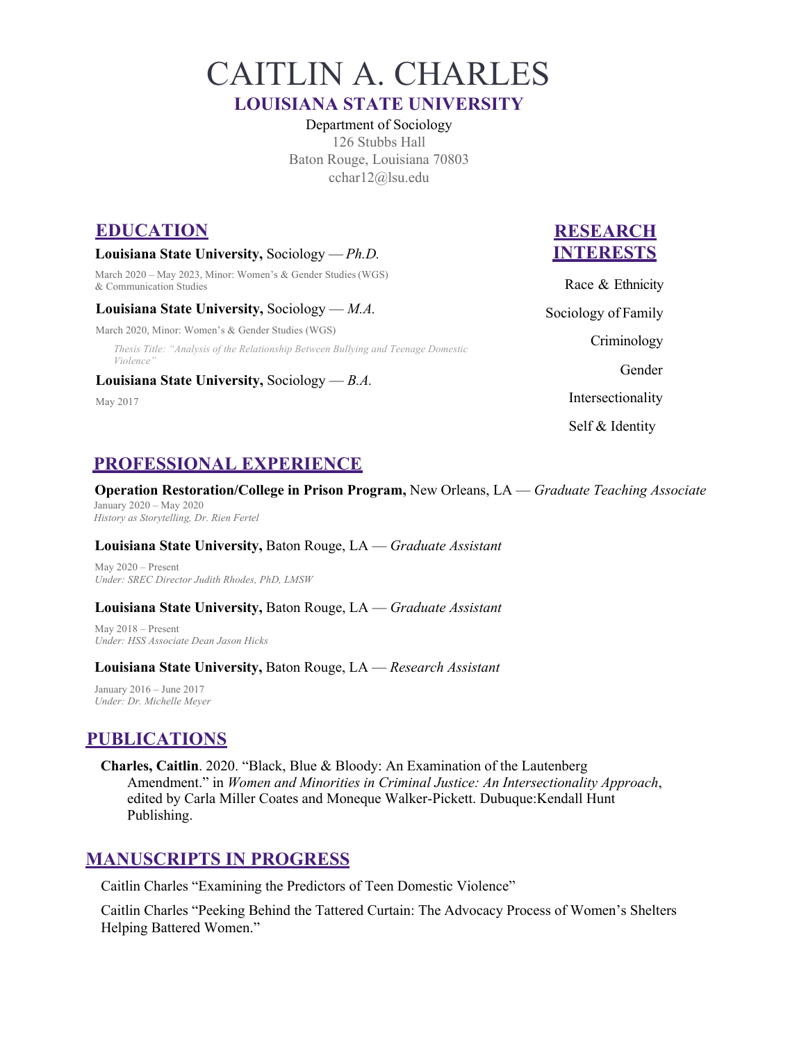# CAITLIN A. CHARLES

**LOUISIANA STATE UNIVERSITY**

Department of Sociology
126 Stubbs Hall
Baton Rouge, Louisiana 70803
cchar12@lsu.edu

## EDUCATION

**Louisiana State University,** Sociology — *Ph.D.*

March 2020 – May 2023, Minor: Women's & Gender Studies (WGS) & Communication Studies

**Louisiana State University,** Sociology — *M.A.*

March 2020, Minor: Women's & Gender Studies (WGS)

*Thesis Title: "Analysis of the Relationship Between Bullying and Teenage Domestic Violence"*

**Louisiana State University,** Sociology — *B.A.*

May 2017

## RESEARCH INTERESTS

Race & Ethnicity

Sociology of Family

Criminology

Gender

Intersectionality

Self & Identity

## PROFESSIONAL EXPERIENCE

**Operation Restoration/College in Prison Program,** New Orleans, LA — *Graduate Teaching Associate*

January 2020 – May 2020
*History as Storytelling, Dr. Rien Fertel*

**Louisiana State University,** Baton Rouge, LA — *Graduate Assistant*

May 2020 – Present
*Under: SREC Director Judith Rhodes, PhD, LMSW*

**Louisiana State University,** Baton Rouge, LA — *Graduate Assistant*

May 2018 – Present
*Under: HSS Associate Dean Jason Hicks*

**Louisiana State University,** Baton Rouge, LA — *Research Assistant*

January 2016 – June 2017
*Under: Dr. Michelle Meyer*

## PUBLICATIONS

**Charles, Caitlin**. 2020. "Black, Blue & Bloody: An Examination of the Lautenberg Amendment." in *Women and Minorities in Criminal Justice: An Intersectionality Approach*, edited by Carla Miller Coates and Moneque Walker-Pickett. Dubuque:Kendall Hunt Publishing.

## MANUSCRIPTS IN PROGRESS

Caitlin Charles "Examining the Predictors of Teen Domestic Violence"

Caitlin Charles "Peeking Behind the Tattered Curtain: The Advocacy Process of Women's Shelters Helping Battered Women."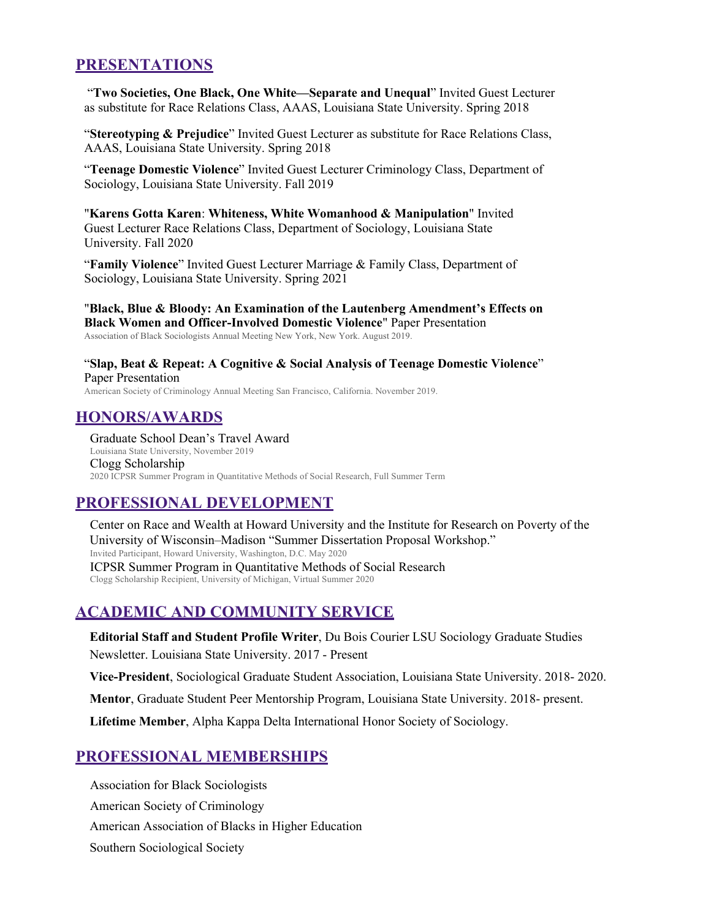## PRESENTATIONS

"**Two Societies, One Black, One White—Separate and Unequal**" Invited Guest Lecturer as substitute for Race Relations Class, AAAS, Louisiana State University. Spring 2018

"**Stereotyping & Prejudice**" Invited Guest Lecturer as substitute for Race Relations Class, AAAS, Louisiana State University. Spring 2018

"**Teenage Domestic Violence**" Invited Guest Lecturer Criminology Class, Department of Sociology, Louisiana State University. Fall 2019

"**Karens Gotta Karen**: **Whiteness, White Womanhood & Manipulation**" Invited Guest Lecturer Race Relations Class, Department of Sociology, Louisiana State University. Fall 2020

"**Family Violence**" Invited Guest Lecturer Marriage & Family Class, Department of Sociology, Louisiana State University. Spring 2021

"**Black, Blue & Bloody: An Examination of the Lautenberg Amendment's Effects on Black Women and Officer-Involved Domestic Violence**" Paper Presentation
Association of Black Sociologists Annual Meeting New York, New York. August 2019.

"**Slap, Beat & Repeat: A Cognitive & Social Analysis of Teenage Domestic Violence**" Paper Presentation
American Society of Criminology Annual Meeting San Francisco, California. November 2019.

## HONORS/AWARDS

Graduate School Dean's Travel Award
Louisiana State University, November 2019
Clogg Scholarship
2020 ICPSR Summer Program in Quantitative Methods of Social Research, Full Summer Term

## PROFESSIONAL DEVELOPMENT

Center on Race and Wealth at Howard University and the Institute for Research on Poverty of the University of Wisconsin–Madison "Summer Dissertation Proposal Workshop."
Invited Participant, Howard University, Washington, D.C. May 2020
ICPSR Summer Program in Quantitative Methods of Social Research
Clogg Scholarship Recipient, University of Michigan, Virtual Summer 2020

## ACADEMIC AND COMMUNITY SERVICE

**Editorial Staff and Student Profile Writer**, Du Bois Courier LSU Sociology Graduate Studies Newsletter. Louisiana State University. 2017 - Present

**Vice-President**, Sociological Graduate Student Association, Louisiana State University. 2018- 2020.

**Mentor**, Graduate Student Peer Mentorship Program, Louisiana State University. 2018- present.

**Lifetime Member**, Alpha Kappa Delta International Honor Society of Sociology.

## PROFESSIONAL MEMBERSHIPS

Association for Black Sociologists

American Society of Criminology

American Association of Blacks in Higher Education

Southern Sociological Society